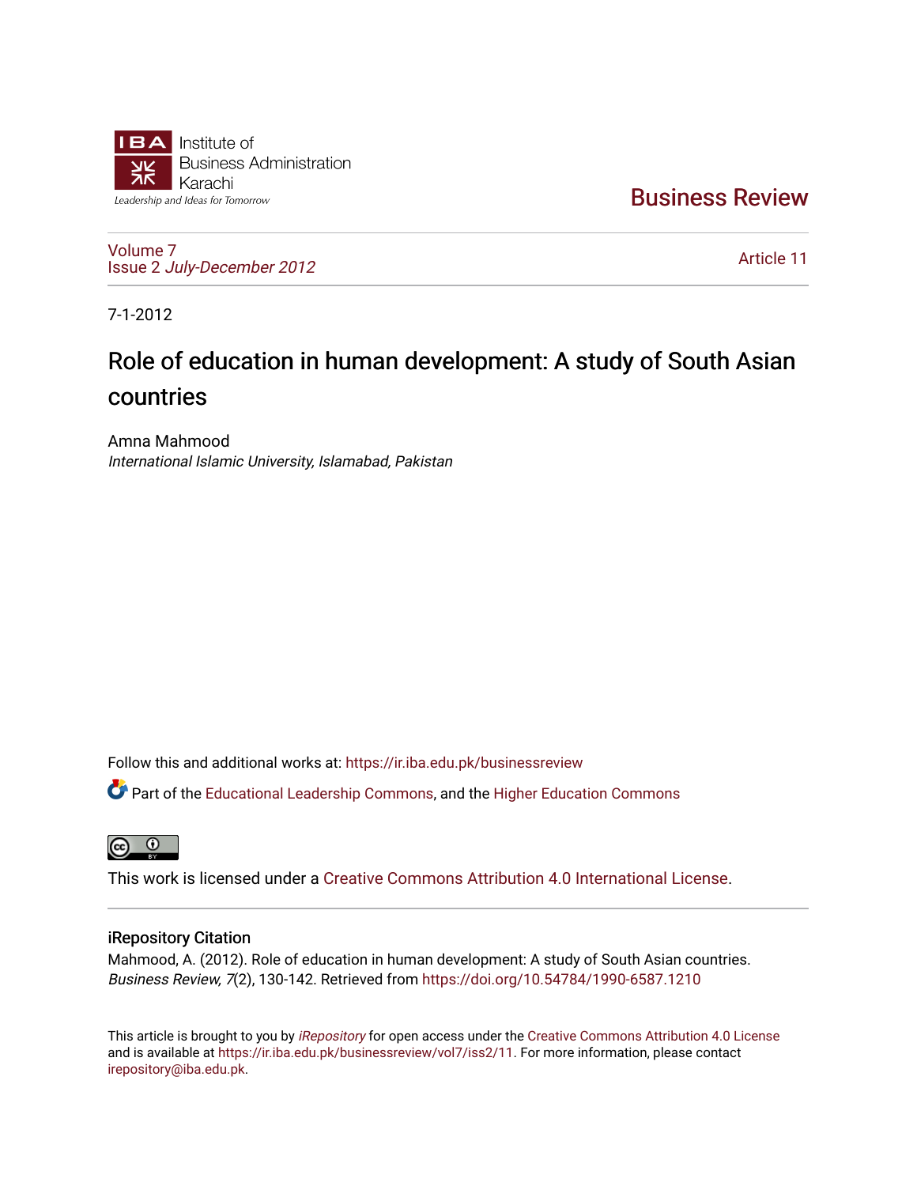Institute of
Business Administration
Karachi
*Leadership and Ideas for Tomorrow*

# Business Review

Volume 7
Issue 2 *July-December 2012*

Article 11

7-1-2012

# Role of education in human development: A study of South Asian countries

Amna Mahmood
*International Islamic University, Islamabad, Pakistan*

Follow this and additional works at: https://ir.iba.edu.pk/businessreview

Part of the Educational Leadership Commons, and the Higher Education Commons

This work is licensed under a Creative Commons Attribution 4.0 International License.

## iRepository Citation

Mahmood, A. (2012). Role of education in human development: A study of South Asian countries. *Business Review, 7*(2), 130-142. Retrieved from https://doi.org/10.54784/1990-6587.1210

This article is brought to you by *iRepository* for open access under the Creative Commons Attribution 4.0 License and is available at https://ir.iba.edu.pk/businessreview/vol7/iss2/11. For more information, please contact irepository@iba.edu.pk.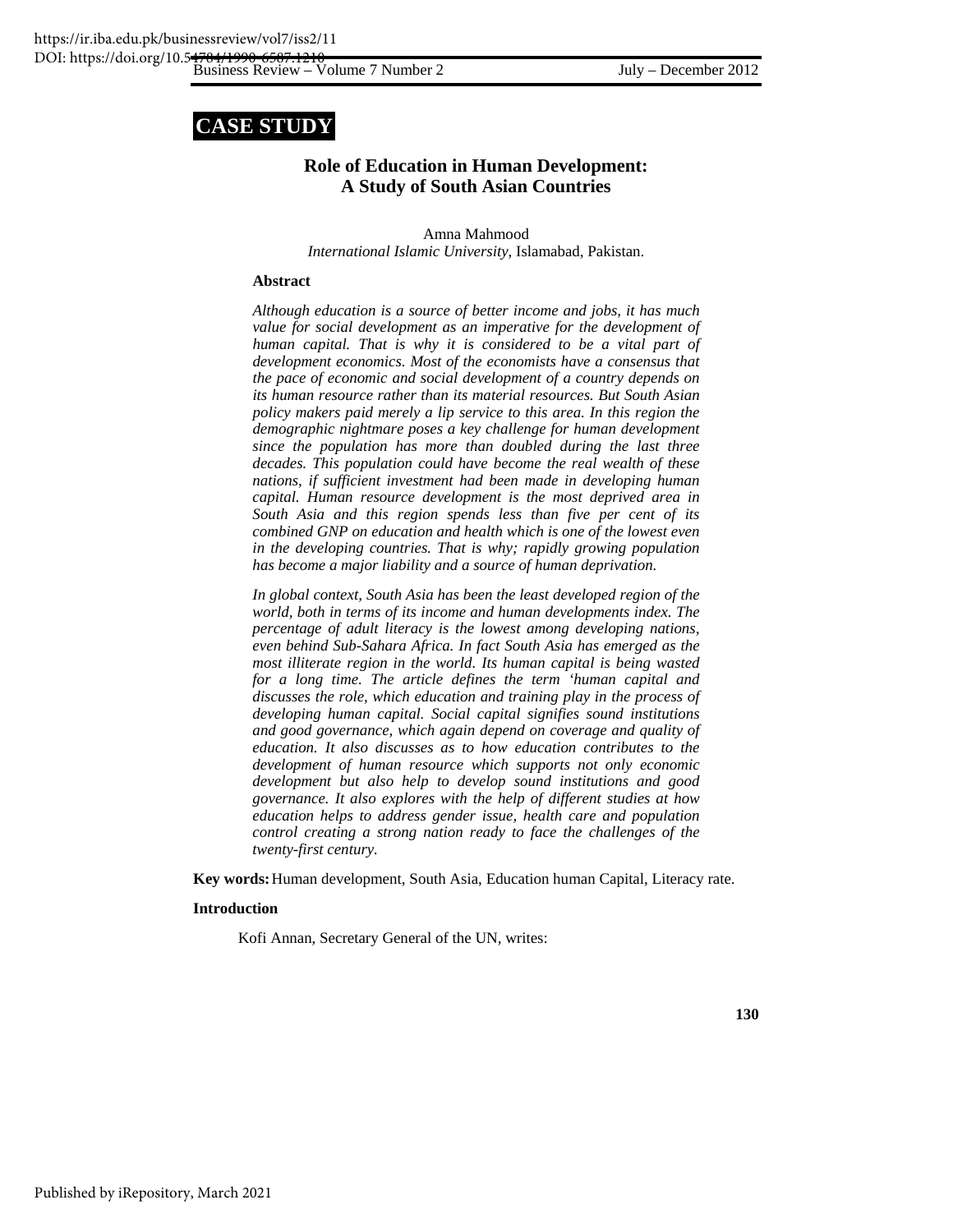# CASE STUDY

## Role of Education in Human Development: A Study of South Asian Countries

Amna Mahmood
*International Islamic University,* Islamabad, Pakistan.

### Abstract

*Although education is a source of better income and jobs, it has much value for social development as an imperative for the development of human capital. That is why it is considered to be a vital part of development economics. Most of the economists have a consensus that the pace of economic and social development of a country depends on its human resource rather than its material resources. But South Asian policy makers paid merely a lip service to this area. In this region the demographic nightmare poses a key challenge for human development since the population has more than doubled during the last three decades. This population could have become the real wealth of these nations, if sufficient investment had been made in developing human capital. Human resource development is the most deprived area in South Asia and this region spends less than five per cent of its combined GNP on education and health which is one of the lowest even in the developing countries. That is why; rapidly growing population has become a major liability and a source of human deprivation.*

*In global context, South Asia has been the least developed region of the world, both in terms of its income and human developments index. The percentage of adult literacy is the lowest among developing nations, even behind Sub-Sahara Africa. In fact South Asia has emerged as the most illiterate region in the world. Its human capital is being wasted for a long time. The article defines the term 'human capital and discusses the role, which education and training play in the process of developing human capital. Social capital signifies sound institutions and good governance, which again depend on coverage and quality of education. It also discusses as to how education contributes to the development of human resource which supports not only economic development but also help to develop sound institutions and good governance. It also explores with the help of different studies at how education helps to address gender issue, health care and population control creating a strong nation ready to face the challenges of the twenty-first century.*

**Key words:** Human development, South Asia, Education human Capital, Literacy rate.

### Introduction

Kofi Annan, Secretary General of the UN, writes: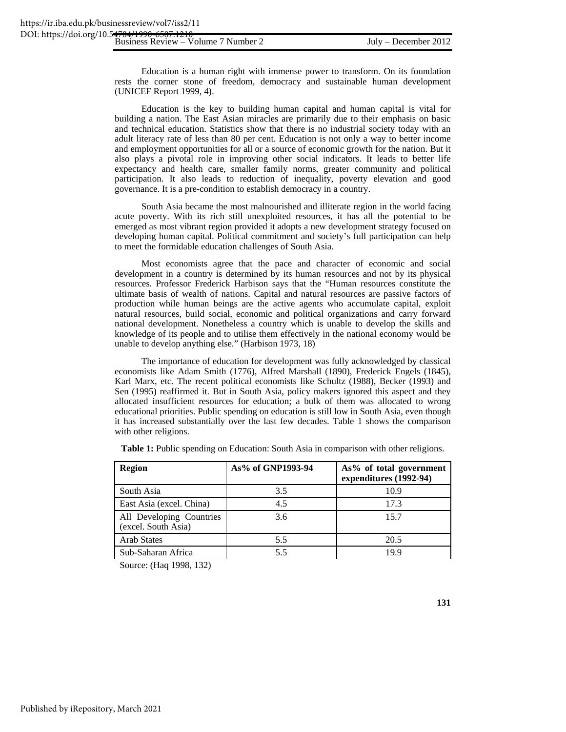Education is a human right with immense power to transform. On its foundation rests the corner stone of freedom, democracy and sustainable human development (UNICEF Report 1999, 4).

Education is the key to building human capital and human capital is vital for building a nation. The East Asian miracles are primarily due to their emphasis on basic and technical education. Statistics show that there is no industrial society today with an adult literacy rate of less than 80 per cent. Education is not only a way to better income and employment opportunities for all or a source of economic growth for the nation. But it also plays a pivotal role in improving other social indicators. It leads to better life expectancy and health care, smaller family norms, greater community and political participation. It also leads to reduction of inequality, poverty elevation and good governance. It is a pre-condition to establish democracy in a country.

South Asia became the most malnourished and illiterate region in the world facing acute poverty. With its rich still unexploited resources, it has all the potential to be emerged as most vibrant region provided it adopts a new development strategy focused on developing human capital. Political commitment and society's full participation can help to meet the formidable education challenges of South Asia.

Most economists agree that the pace and character of economic and social development in a country is determined by its human resources and not by its physical resources. Professor Frederick Harbison says that the "Human resources constitute the ultimate basis of wealth of nations. Capital and natural resources are passive factors of production while human beings are the active agents who accumulate capital, exploit natural resources, build social, economic and political organizations and carry forward national development. Nonetheless a country which is unable to develop the skills and knowledge of its people and to utilise them effectively in the national economy would be unable to develop anything else." (Harbison 1973, 18)

The importance of education for development was fully acknowledged by classical economists like Adam Smith (1776), Alfred Marshall (1890), Frederick Engels (1845), Karl Marx, etc. The recent political economists like Schultz (1988), Becker (1993) and Sen (1995) reaffirmed it. But in South Asia, policy makers ignored this aspect and they allocated insufficient resources for education; a bulk of them was allocated to wrong educational priorities. Public spending on education is still low in South Asia, even though it has increased substantially over the last few decades. Table 1 shows the comparison with other religions.

**Table 1:** Public spending on Education: South Asia in comparison with other religions.

| Region | As% of GNP1993-94 | As% of total government expenditures (1992-94) |
|---|---|---|
| South Asia | 3.5 | 10.9 |
| East Asia (excel. China) | 4.5 | 17.3 |
| All Developing Countries (excel. South Asia) | 3.6 | 15.7 |
| Arab States | 5.5 | 20.5 |
| Sub-Saharan Africa | 5.5 | 19.9 |

Source: (Haq 1998, 132)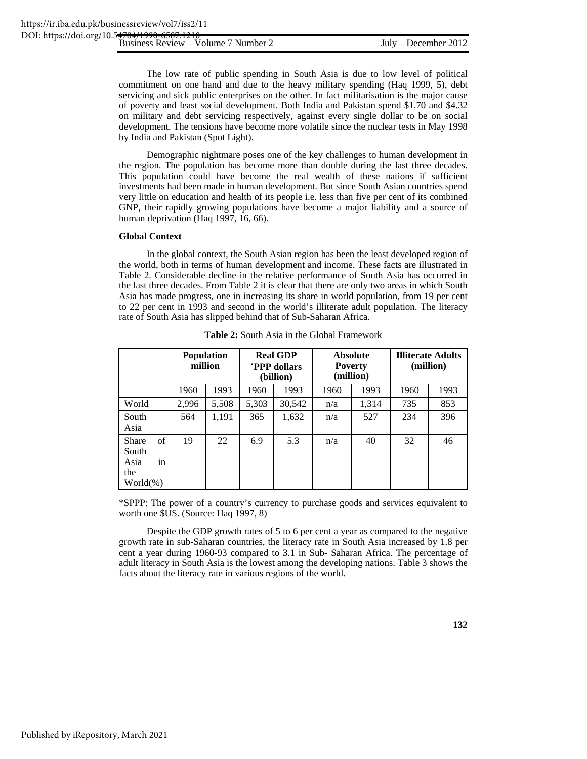The low rate of public spending in South Asia is due to low level of political commitment on one hand and due to the heavy military spending (Haq 1999, 5), debt servicing and sick public enterprises on the other. In fact militarisation is the major cause of poverty and least social development. Both India and Pakistan spend $1.70 and $4.32 on military and debt servicing respectively, against every single dollar to be on social development. The tensions have become more volatile since the nuclear tests in May 1998 by India and Pakistan (Spot Light).

Demographic nightmare poses one of the key challenges to human development in the region. The population has become more than double during the last three decades. This population could have become the real wealth of these nations if sufficient investments had been made in human development. But since South Asian countries spend very little on education and health of its people i.e. less than five per cent of its combined GNP, their rapidly growing populations have become a major liability and a source of human deprivation (Haq 1997, 16, 66).

**Global Context**

In the global context, the South Asian region has been the least developed region of the world, both in terms of human development and income. These facts are illustrated in Table 2. Considerable decline in the relative performance of South Asia has occurred in the last three decades. From Table 2 it is clear that there are only two areas in which South Asia has made progress, one in increasing its share in world population, from 19 per cent to 22 per cent in 1993 and second in the world's illiterate adult population. The literacy rate of South Asia has slipped behind that of Sub-Saharan Africa.

**Table 2:** South Asia in the Global Framework

| | Population million | | Real GDP °PPP dollars (billion) | | Absolute Poverty (million) | | Illiterate Adults (million) | |
|---|---|---|---|---|---|---|---|---|
| | 1960 | 1993 | 1960 | 1993 | 1960 | 1993 | 1960 | 1993 |
| World | 2,996 | 5,508 | 5,303 | 30,542 | n/a | 1,314 | 735 | 853 |
| South Asia | 564 | 1,191 | 365 | 1,632 | n/a | 527 | 234 | 396 |
| Share of South Asia in the World(%) | 19 | 22 | 6.9 | 5.3 | n/a | 40 | 32 | 46 |

*SPPP: The power of a country's currency to purchase goods and services equivalent to worth one $US. (Source: Haq 1997, 8)

Despite the GDP growth rates of 5 to 6 per cent a year as compared to the negative growth rate in sub-Saharan countries, the literacy rate in South Asia increased by 1.8 per cent a year during 1960-93 compared to 3.1 in Sub- Saharan Africa. The percentage of adult literacy in South Asia is the lowest among the developing nations. Table 3 shows the facts about the literacy rate in various regions of the world.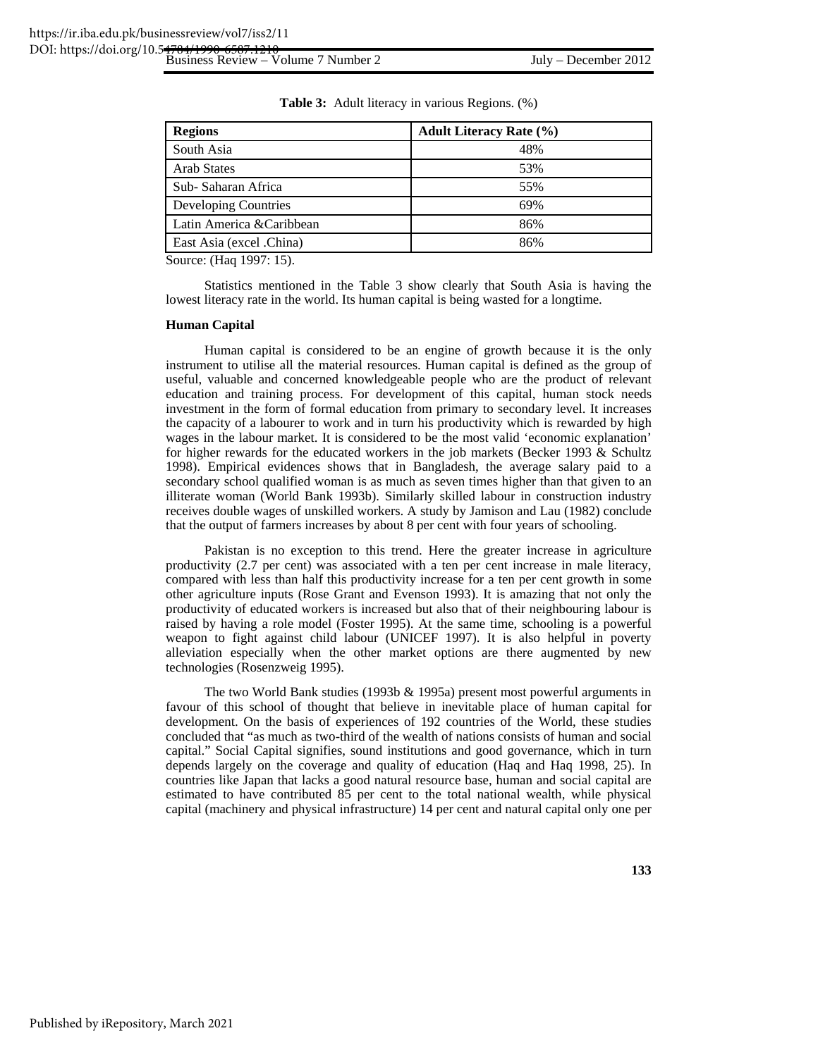**Table 3:** Adult literacy in various Regions. (%)

| Regions | Adult Literacy Rate (%) |
|---|---|
| South Asia | 48% |
| Arab States | 53% |
| Sub- Saharan Africa | 55% |
| Developing Countries | 69% |
| Latin America &Caribbean | 86% |
| East Asia (excel .China) | 86% |

Source: (Haq 1997: 15).

Statistics mentioned in the Table 3 show clearly that South Asia is having the lowest literacy rate in the world. Its human capital is being wasted for a longtime.

**Human Capital**

Human capital is considered to be an engine of growth because it is the only instrument to utilise all the material resources. Human capital is defined as the group of useful, valuable and concerned knowledgeable people who are the product of relevant education and training process. For development of this capital, human stock needs investment in the form of formal education from primary to secondary level. It increases the capacity of a labourer to work and in turn his productivity which is rewarded by high wages in the labour market. It is considered to be the most valid 'economic explanation' for higher rewards for the educated workers in the job markets (Becker 1993 & Schultz 1998). Empirical evidences shows that in Bangladesh, the average salary paid to a secondary school qualified woman is as much as seven times higher than that given to an illiterate woman (World Bank 1993b). Similarly skilled labour in construction industry receives double wages of unskilled workers. A study by Jamison and Lau (1982) conclude that the output of farmers increases by about 8 per cent with four years of schooling.

Pakistan is no exception to this trend. Here the greater increase in agriculture productivity (2.7 per cent) was associated with a ten per cent increase in male literacy, compared with less than half this productivity increase for a ten per cent growth in some other agriculture inputs (Rose Grant and Evenson 1993). It is amazing that not only the productivity of educated workers is increased but also that of their neighbouring labour is raised by having a role model (Foster 1995). At the same time, schooling is a powerful weapon to fight against child labour (UNICEF 1997). It is also helpful in poverty alleviation especially when the other market options are there augmented by new technologies (Rosenzweig 1995).

The two World Bank studies (1993b & 1995a) present most powerful arguments in favour of this school of thought that believe in inevitable place of human capital for development. On the basis of experiences of 192 countries of the World, these studies concluded that "as much as two-third of the wealth of nations consists of human and social capital." Social Capital signifies, sound institutions and good governance, which in turn depends largely on the coverage and quality of education (Haq and Haq 1998, 25). In countries like Japan that lacks a good natural resource base, human and social capital are estimated to have contributed 85 per cent to the total national wealth, while physical capital (machinery and physical infrastructure) 14 per cent and natural capital only one per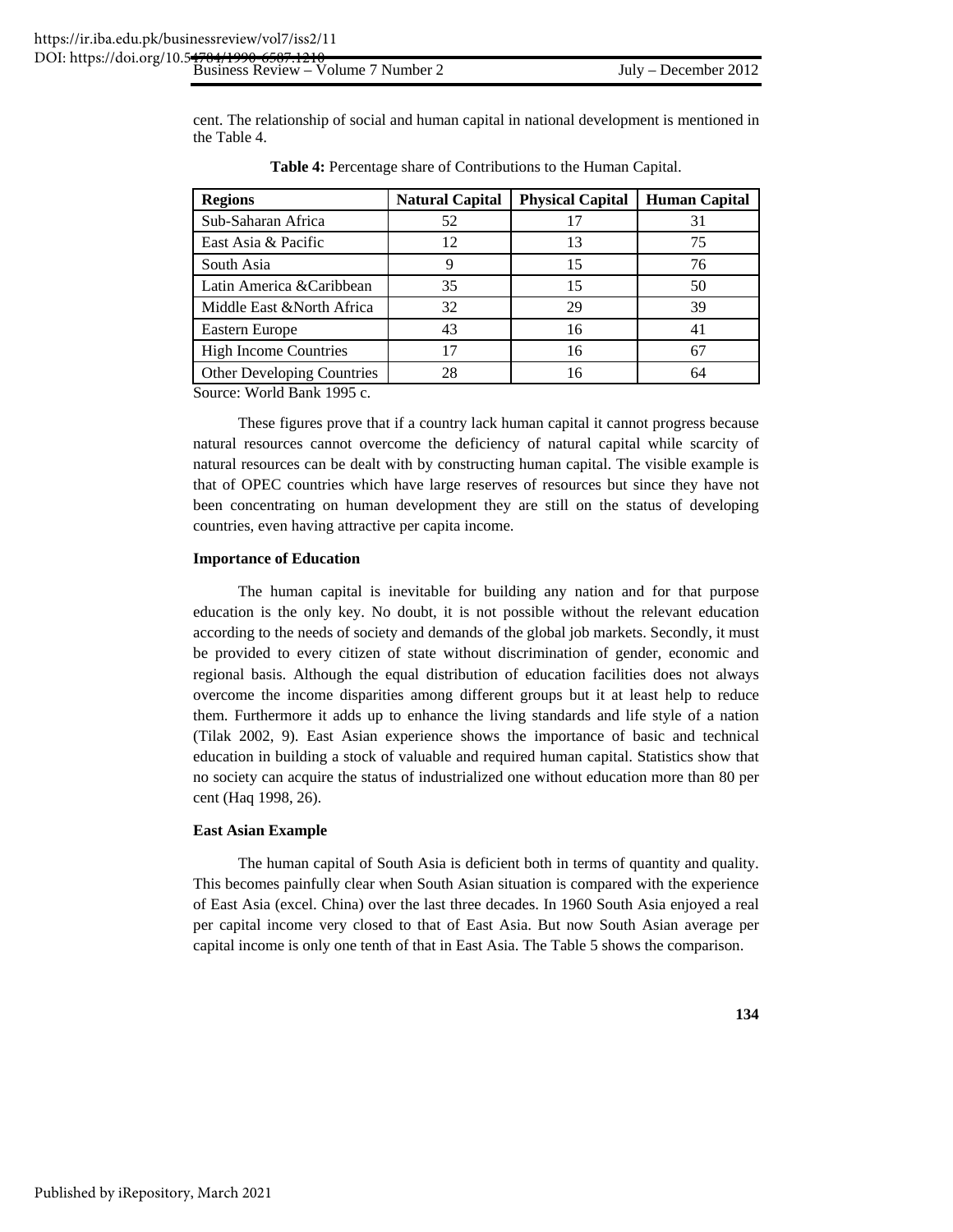cent. The relationship of social and human capital in national development is mentioned in the Table 4.

**Table 4:** Percentage share of Contributions to the Human Capital.

| Regions | Natural Capital | Physical Capital | Human Capital |
|---|---|---|---|
| Sub-Saharan Africa | 52 | 17 | 31 |
| East Asia & Pacific | 12 | 13 | 75 |
| South Asia | 9 | 15 | 76 |
| Latin America &Caribbean | 35 | 15 | 50 |
| Middle East &North Africa | 32 | 29 | 39 |
| Eastern Europe | 43 | 16 | 41 |
| High Income Countries | 17 | 16 | 67 |
| Other Developing Countries | 28 | 16 | 64 |

Source: World Bank 1995 c.

These figures prove that if a country lack human capital it cannot progress because natural resources cannot overcome the deficiency of natural capital while scarcity of natural resources can be dealt with by constructing human capital. The visible example is that of OPEC countries which have large reserves of resources but since they have not been concentrating on human development they are still on the status of developing countries, even having attractive per capita income.

**Importance of Education**

The human capital is inevitable for building any nation and for that purpose education is the only key. No doubt, it is not possible without the relevant education according to the needs of society and demands of the global job markets. Secondly, it must be provided to every citizen of state without discrimination of gender, economic and regional basis. Although the equal distribution of education facilities does not always overcome the income disparities among different groups but it at least help to reduce them. Furthermore it adds up to enhance the living standards and life style of a nation (Tilak 2002, 9). East Asian experience shows the importance of basic and technical education in building a stock of valuable and required human capital. Statistics show that no society can acquire the status of industrialized one without education more than 80 per cent (Haq 1998, 26).

**East Asian Example**

The human capital of South Asia is deficient both in terms of quantity and quality. This becomes painfully clear when South Asian situation is compared with the experience of East Asia (excel. China) over the last three decades. In 1960 South Asia enjoyed a real per capital income very closed to that of East Asia. But now South Asian average per capital income is only one tenth of that in East Asia. The Table 5 shows the comparison.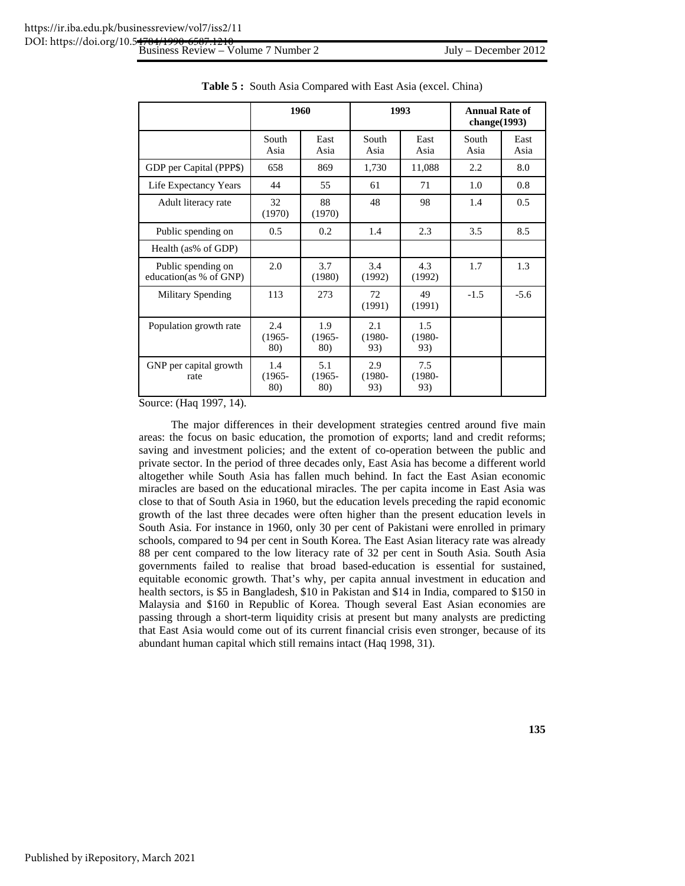**Table 5 :** South Asia Compared with East Asia (excel. China)

| | 1960 | | 1993 | | Annual Rate of change(1993) | |
|---|---|---|---|---|---|---|
| | South Asia | East Asia | South Asia | East Asia | South Asia | East Asia |
| GDP per Capital (PPP$) | 658 | 869 | 1,730 | 11,088 | 2.2 | 8.0 |
| Life Expectancy Years | 44 | 55 | 61 | 71 | 1.0 | 0.8 |
| Adult literacy rate | 32 (1970) | 88 (1970) | 48 | 98 | 1.4 | 0.5 |
| Public spending on | 0.5 | 0.2 | 1.4 | 2.3 | 3.5 | 8.5 |
| Health (as% of GDP) | | | | | | |
| Public spending on education(as % of GNP) | 2.0 | 3.7 (1980) | 3.4 (1992) | 4.3 (1992) | 1.7 | 1.3 |
| Military Spending | 113 | 273 | 72 (1991) | 49 (1991) | -1.5 | -5.6 |
| Population growth rate | 2.4 (1965-80) | 1.9 (1965-80) | 2.1 (1980-93) | 1.5 (1980-93) | | |
| GNP per capital growth rate | 1.4 (1965-80) | 5.1 (1965-80) | 2.9 (1980-93) | 7.5 (1980-93) | | |

Source: (Haq 1997, 14).

The major differences in their development strategies centred around five main areas: the focus on basic education, the promotion of exports; land and credit reforms; saving and investment policies; and the extent of co-operation between the public and private sector. In the period of three decades only, East Asia has become a different world altogether while South Asia has fallen much behind. In fact the East Asian economic miracles are based on the educational miracles. The per capita income in East Asia was close to that of South Asia in 1960, but the education levels preceding the rapid economic growth of the last three decades were often higher than the present education levels in South Asia. For instance in 1960, only 30 per cent of Pakistani were enrolled in primary schools, compared to 94 per cent in South Korea. The East Asian literacy rate was already 88 per cent compared to the low literacy rate of 32 per cent in South Asia. South Asia governments failed to realise that broad based-education is essential for sustained, equitable economic growth. That's why, per capita annual investment in education and health sectors, is $5 in Bangladesh, $10 in Pakistan and $14 in India, compared to $150 in Malaysia and $160 in Republic of Korea. Though several East Asian economies are passing through a short-term liquidity crisis at present but many analysts are predicting that East Asia would come out of its current financial crisis even stronger, because of its abundant human capital which still remains intact (Haq 1998, 31).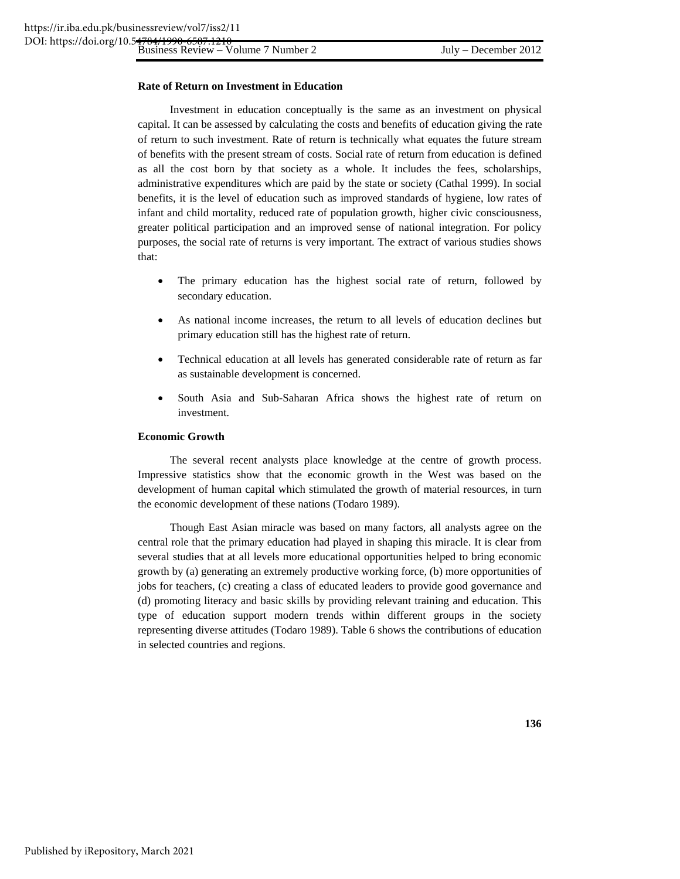**Rate of Return on Investment in Education**

Investment in education conceptually is the same as an investment on physical capital. It can be assessed by calculating the costs and benefits of education giving the rate of return to such investment. Rate of return is technically what equates the future stream of benefits with the present stream of costs. Social rate of return from education is defined as all the cost born by that society as a whole. It includes the fees, scholarships, administrative expenditures which are paid by the state or society (Cathal 1999). In social benefits, it is the level of education such as improved standards of hygiene, low rates of infant and child mortality, reduced rate of population growth, higher civic consciousness, greater political participation and an improved sense of national integration. For policy purposes, the social rate of returns is very important. The extract of various studies shows that:

- The primary education has the highest social rate of return, followed by secondary education.
- As national income increases, the return to all levels of education declines but primary education still has the highest rate of return.
- Technical education at all levels has generated considerable rate of return as far as sustainable development is concerned.
- South Asia and Sub-Saharan Africa shows the highest rate of return on investment.

**Economic Growth**

The several recent analysts place knowledge at the centre of growth process. Impressive statistics show that the economic growth in the West was based on the development of human capital which stimulated the growth of material resources, in turn the economic development of these nations (Todaro 1989).

Though East Asian miracle was based on many factors, all analysts agree on the central role that the primary education had played in shaping this miracle. It is clear from several studies that at all levels more educational opportunities helped to bring economic growth by (a) generating an extremely productive working force, (b) more opportunities of jobs for teachers, (c) creating a class of educated leaders to provide good governance and (d) promoting literacy and basic skills by providing relevant training and education. This type of education support modern trends within different groups in the society representing diverse attitudes (Todaro 1989). Table 6 shows the contributions of education in selected countries and regions.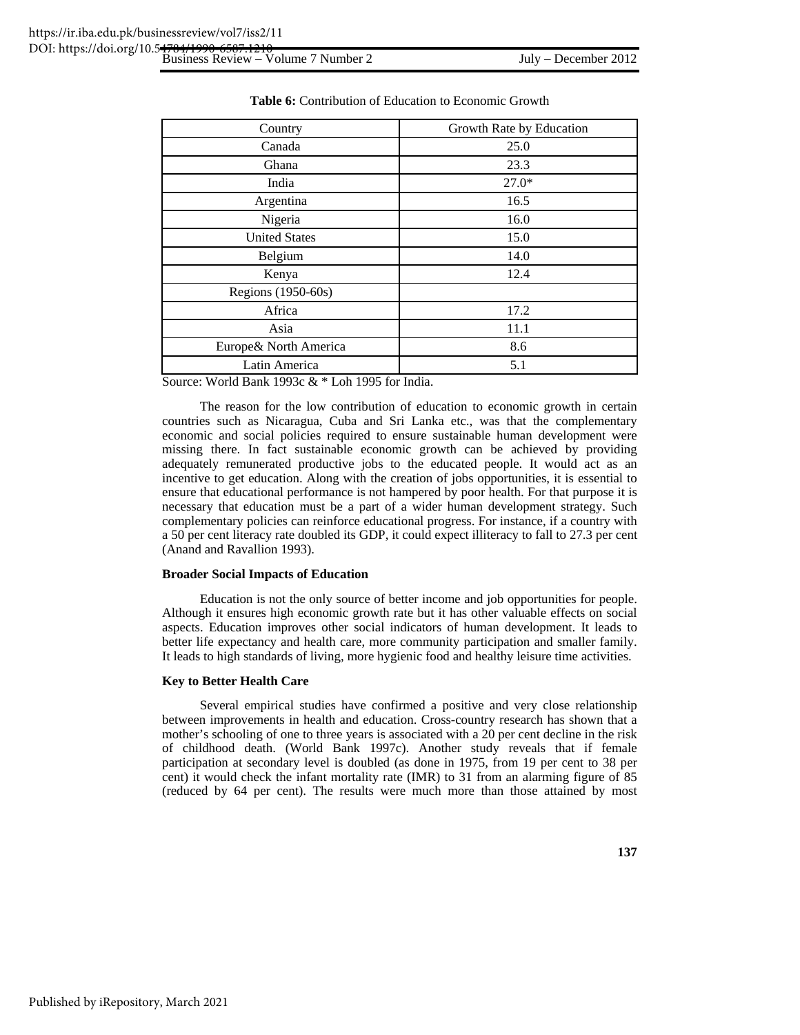**Table 6:** Contribution of Education to Economic Growth

| Country | Growth Rate by Education |
| --- | --- |
| Canada | 25.0 |
| Ghana | 23.3 |
| India | 27.0* |
| Argentina | 16.5 |
| Nigeria | 16.0 |
| United States | 15.0 |
| Belgium | 14.0 |
| Kenya | 12.4 |
| Regions (1950-60s) | |
| Africa | 17.2 |
| Asia | 11.1 |
| Europe& North America | 8.6 |
| Latin America | 5.1 |

Source: World Bank 1993c & * Loh 1995 for India.

The reason for the low contribution of education to economic growth in certain countries such as Nicaragua, Cuba and Sri Lanka etc., was that the complementary economic and social policies required to ensure sustainable human development were missing there. In fact sustainable economic growth can be achieved by providing adequately remunerated productive jobs to the educated people. It would act as an incentive to get education. Along with the creation of jobs opportunities, it is essential to ensure that educational performance is not hampered by poor health. For that purpose it is necessary that education must be a part of a wider human development strategy. Such complementary policies can reinforce educational progress. For instance, if a country with a 50 per cent literacy rate doubled its GDP, it could expect illiteracy to fall to 27.3 per cent (Anand and Ravallion 1993).

**Broader Social Impacts of Education**

Education is not the only source of better income and job opportunities for people. Although it ensures high economic growth rate but it has other valuable effects on social aspects. Education improves other social indicators of human development. It leads to better life expectancy and health care, more community participation and smaller family. It leads to high standards of living, more hygienic food and healthy leisure time activities.

**Key to Better Health Care**

Several empirical studies have confirmed a positive and very close relationship between improvements in health and education. Cross-country research has shown that a mother's schooling of one to three years is associated with a 20 per cent decline in the risk of childhood death. (World Bank 1997c). Another study reveals that if female participation at secondary level is doubled (as done in 1975, from 19 per cent to 38 per cent) it would check the infant mortality rate (IMR) to 31 from an alarming figure of 85 (reduced by 64 per cent). The results were much more than those attained by most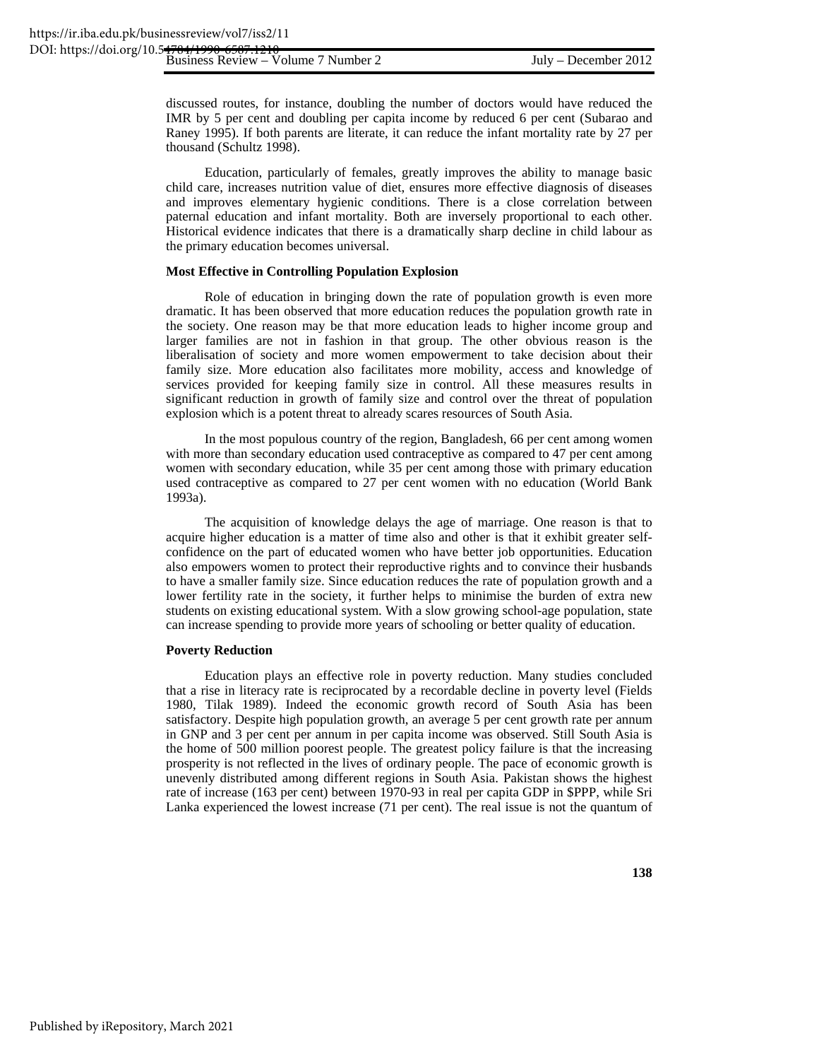discussed routes, for instance, doubling the number of doctors would have reduced the IMR by 5 per cent and doubling per capita income by reduced 6 per cent (Subarao and Raney 1995). If both parents are literate, it can reduce the infant mortality rate by 27 per thousand (Schultz 1998).

Education, particularly of females, greatly improves the ability to manage basic child care, increases nutrition value of diet, ensures more effective diagnosis of diseases and improves elementary hygienic conditions. There is a close correlation between paternal education and infant mortality. Both are inversely proportional to each other. Historical evidence indicates that there is a dramatically sharp decline in child labour as the primary education becomes universal.

**Most Effective in Controlling Population Explosion**

Role of education in bringing down the rate of population growth is even more dramatic. It has been observed that more education reduces the population growth rate in the society. One reason may be that more education leads to higher income group and larger families are not in fashion in that group. The other obvious reason is the liberalisation of society and more women empowerment to take decision about their family size. More education also facilitates more mobility, access and knowledge of services provided for keeping family size in control. All these measures results in significant reduction in growth of family size and control over the threat of population explosion which is a potent threat to already scares resources of South Asia.

In the most populous country of the region, Bangladesh, 66 per cent among women with more than secondary education used contraceptive as compared to 47 per cent among women with secondary education, while 35 per cent among those with primary education used contraceptive as compared to 27 per cent women with no education (World Bank 1993a).

The acquisition of knowledge delays the age of marriage. One reason is that to acquire higher education is a matter of time also and other is that it exhibit greater self-confidence on the part of educated women who have better job opportunities. Education also empowers women to protect their reproductive rights and to convince their husbands to have a smaller family size. Since education reduces the rate of population growth and a lower fertility rate in the society, it further helps to minimise the burden of extra new students on existing educational system. With a slow growing school-age population, state can increase spending to provide more years of schooling or better quality of education.

**Poverty Reduction**

Education plays an effective role in poverty reduction. Many studies concluded that a rise in literacy rate is reciprocated by a recordable decline in poverty level (Fields 1980, Tilak 1989). Indeed the economic growth record of South Asia has been satisfactory. Despite high population growth, an average 5 per cent growth rate per annum in GNP and 3 per cent per annum in per capita income was observed. Still South Asia is the home of 500 million poorest people. The greatest policy failure is that the increasing prosperity is not reflected in the lives of ordinary people. The pace of economic growth is unevenly distributed among different regions in South Asia. Pakistan shows the highest rate of increase (163 per cent) between 1970-93 in real per capita GDP in $PPP, while Sri Lanka experienced the lowest increase (71 per cent). The real issue is not the quantum of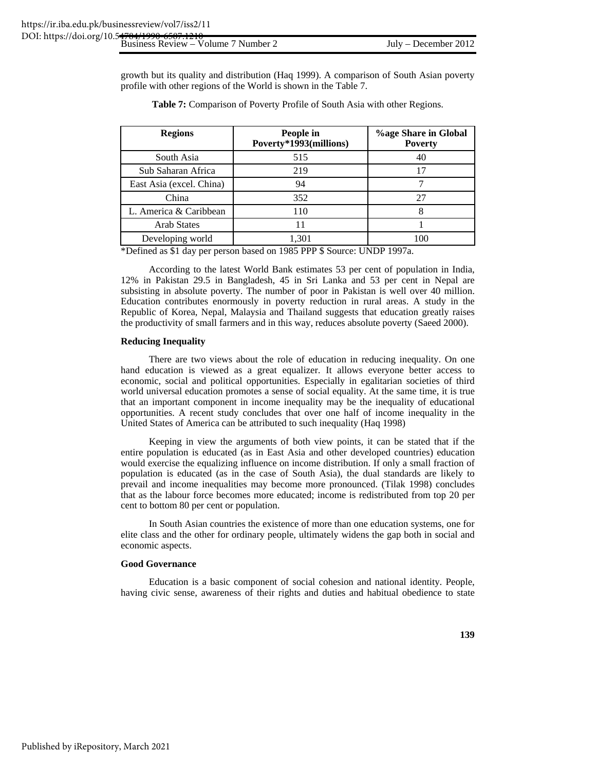growth but its quality and distribution (Haq 1999). A comparison of South Asian poverty profile with other regions of the World is shown in the Table 7.

**Table 7:** Comparison of Poverty Profile of South Asia with other Regions.

| Regions | People in Poverty*1993(millions) | %age Share in Global Poverty |
|---|---|---|
| South Asia | 515 | 40 |
| Sub Saharan Africa | 219 | 17 |
| East Asia (excel. China) | 94 | 7 |
| China | 352 | 27 |
| L. America & Caribbean | 110 | 8 |
| Arab States | 11 | 1 |
| Developing world | 1,301 | 100 |

*Defined as $1 day per person based on 1985 PPP $ Source: UNDP 1997a.

According to the latest World Bank estimates 53 per cent of population in India, 12% in Pakistan 29.5 in Bangladesh, 45 in Sri Lanka and 53 per cent in Nepal are subsisting in absolute poverty. The number of poor in Pakistan is well over 40 million. Education contributes enormously in poverty reduction in rural areas. A study in the Republic of Korea, Nepal, Malaysia and Thailand suggests that education greatly raises the productivity of small farmers and in this way, reduces absolute poverty (Saeed 2000).

**Reducing Inequality**

There are two views about the role of education in reducing inequality. On one hand education is viewed as a great equalizer. It allows everyone better access to economic, social and political opportunities. Especially in egalitarian societies of third world universal education promotes a sense of social equality. At the same time, it is true that an important component in income inequality may be the inequality of educational opportunities. A recent study concludes that over one half of income inequality in the United States of America can be attributed to such inequality (Haq 1998)

Keeping in view the arguments of both view points, it can be stated that if the entire population is educated (as in East Asia and other developed countries) education would exercise the equalizing influence on income distribution. If only a small fraction of population is educated (as in the case of South Asia), the dual standards are likely to prevail and income inequalities may become more pronounced. (Tilak 1998) concludes that as the labour force becomes more educated; income is redistributed from top 20 per cent to bottom 80 per cent or population.

In South Asian countries the existence of more than one education systems, one for elite class and the other for ordinary people, ultimately widens the gap both in social and economic aspects.

**Good Governance**

Education is a basic component of social cohesion and national identity. People, having civic sense, awareness of their rights and duties and habitual obedience to state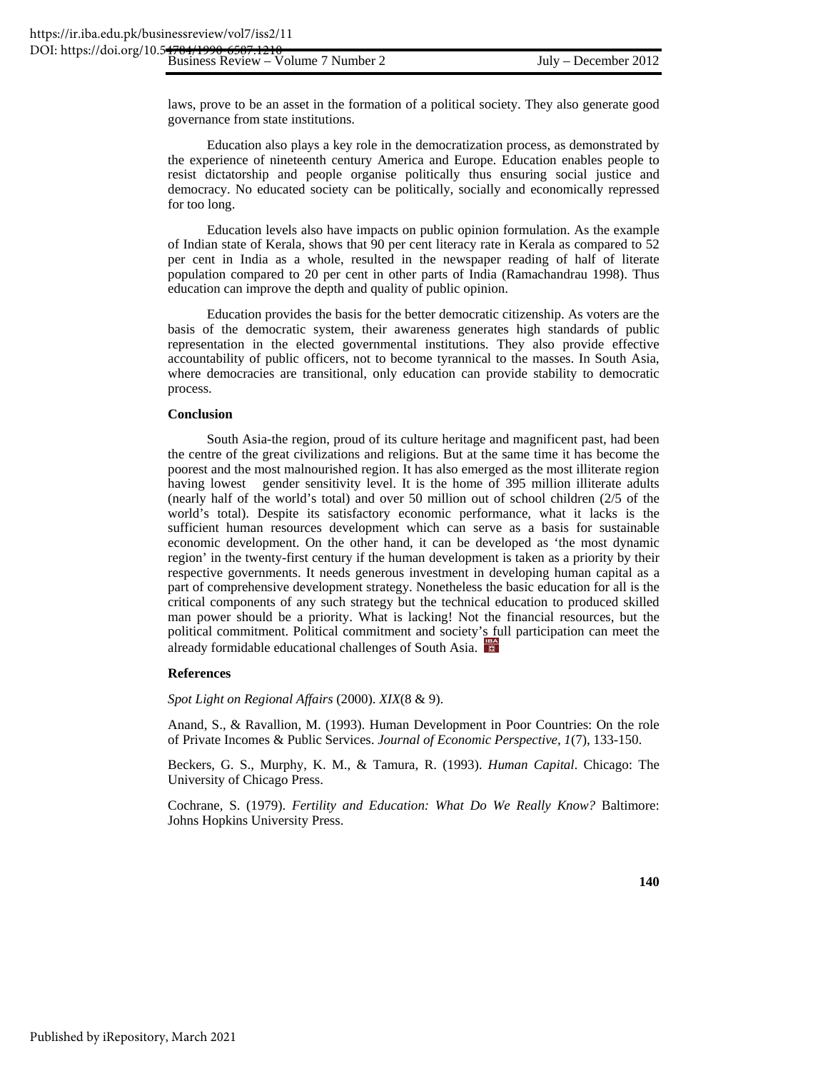laws, prove to be an asset in the formation of a political society. They also generate good governance from state institutions.

Education also plays a key role in the democratization process, as demonstrated by the experience of nineteenth century America and Europe. Education enables people to resist dictatorship and people organise politically thus ensuring social justice and democracy. No educated society can be politically, socially and economically repressed for too long.

Education levels also have impacts on public opinion formulation. As the example of Indian state of Kerala, shows that 90 per cent literacy rate in Kerala as compared to 52 per cent in India as a whole, resulted in the newspaper reading of half of literate population compared to 20 per cent in other parts of India (Ramachandrau 1998). Thus education can improve the depth and quality of public opinion.

Education provides the basis for the better democratic citizenship. As voters are the basis of the democratic system, their awareness generates high standards of public representation in the elected governmental institutions. They also provide effective accountability of public officers, not to become tyrannical to the masses. In South Asia, where democracies are transitional, only education can provide stability to democratic process.

**Conclusion**

South Asia-the region, proud of its culture heritage and magnificent past, had been the centre of the great civilizations and religions. But at the same time it has become the poorest and the most malnourished region. It has also emerged as the most illiterate region having lowest gender sensitivity level. It is the home of 395 million illiterate adults (nearly half of the world's total) and over 50 million out of school children (2/5 of the world's total). Despite its satisfactory economic performance, what it lacks is the sufficient human resources development which can serve as a basis for sustainable economic development. On the other hand, it can be developed as 'the most dynamic region' in the twenty-first century if the human development is taken as a priority by their respective governments. It needs generous investment in developing human capital as a part of comprehensive development strategy. Nonetheless the basic education for all is the critical components of any such strategy but the technical education to produced skilled man power should be a priority. What is lacking! Not the financial resources, but the political commitment. Political commitment and society's full participation can meet the already formidable educational challenges of South Asia.

**References**

*Spot Light on Regional Affairs* (2000). *XIX*(8 & 9).

Anand, S., & Ravallion, M. (1993). Human Development in Poor Countries: On the role of Private Incomes & Public Services. *Journal of Economic Perspective*, *1*(7), 133-150.

Beckers, G. S., Murphy, K. M., & Tamura, R. (1993). *Human Capital*. Chicago: The University of Chicago Press.

Cochrane, S. (1979). *Fertility and Education: What Do We Really Know?* Baltimore: Johns Hopkins University Press.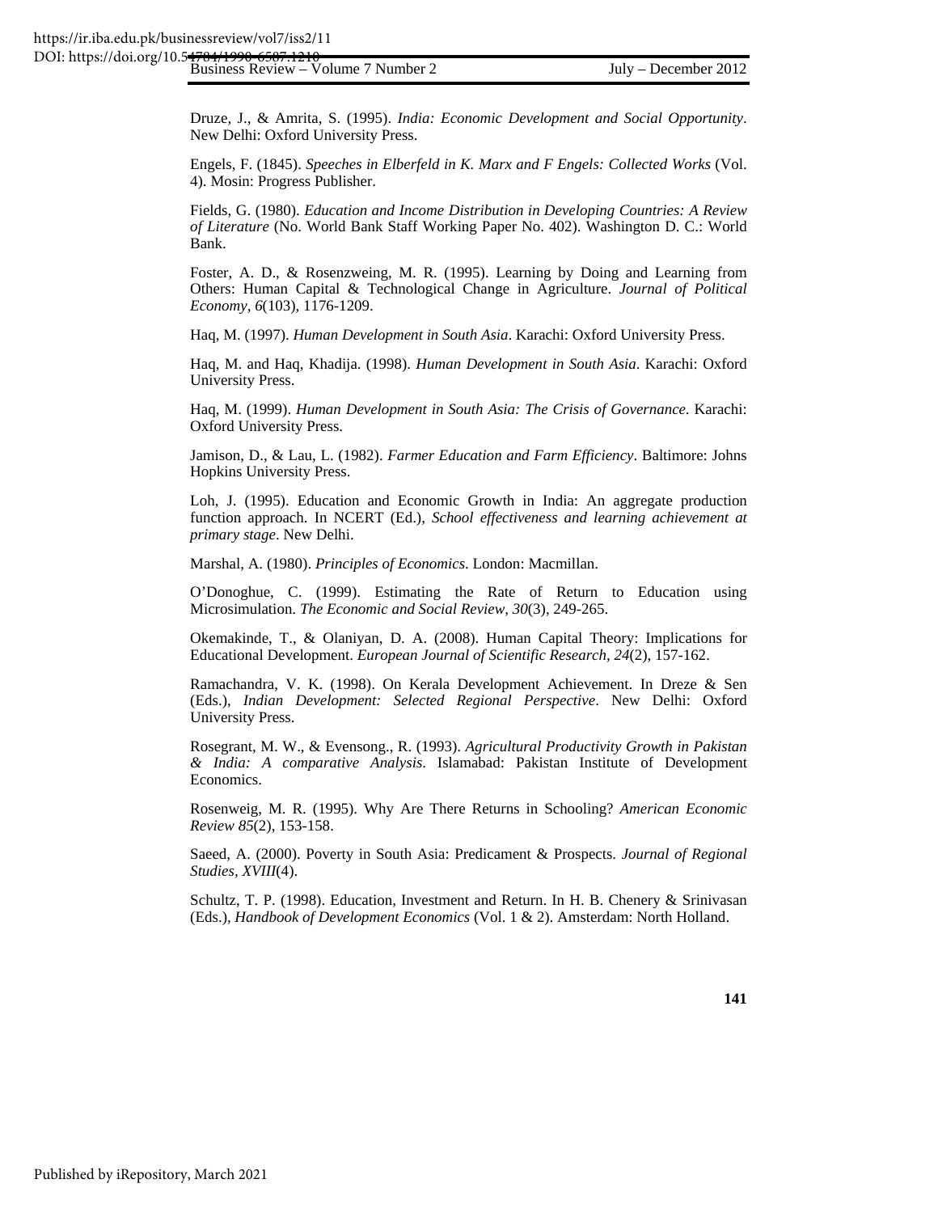Druze, J., & Amrita, S. (1995). *India: Economic Development and Social Opportunity*. New Delhi: Oxford University Press.

Engels, F. (1845). *Speeches in Elberfeld in K. Marx and F Engels: Collected Works* (Vol. 4). Mosin: Progress Publisher.

Fields, G. (1980). *Education and Income Distribution in Developing Countries: A Review of Literature* (No. World Bank Staff Working Paper No. 402). Washington D. C.: World Bank.

Foster, A. D., & Rosenzweing, M. R. (1995). Learning by Doing and Learning from Others: Human Capital & Technological Change in Agriculture. *Journal of Political Economy, 6*(103), 1176-1209.

Haq, M. (1997). *Human Development in South Asia*. Karachi: Oxford University Press.

Haq, M. and Haq, Khadija. (1998). *Human Development in South Asia*. Karachi: Oxford University Press.

Haq, M. (1999). *Human Development in South Asia: The Crisis of Governance*. Karachi: Oxford University Press.

Jamison, D., & Lau, L. (1982). *Farmer Education and Farm Efficiency*. Baltimore: Johns Hopkins University Press.

Loh, J. (1995). Education and Economic Growth in India: An aggregate production function approach. In NCERT (Ed.), *School effectiveness and learning achievement at primary stage*. New Delhi.

Marshal, A. (1980). *Principles of Economics*. London: Macmillan.

O'Donoghue, C. (1999). Estimating the Rate of Return to Education using Microsimulation. *The Economic and Social Review, 30*(3), 249-265.

Okemakinde, T., & Olaniyan, D. A. (2008). Human Capital Theory: Implications for Educational Development. *European Journal of Scientific Research, 24*(2), 157-162.

Ramachandra, V. K. (1998). On Kerala Development Achievement. In Dreze & Sen (Eds.), *Indian Development: Selected Regional Perspective*. New Delhi: Oxford University Press.

Rosegrant, M. W., & Evensong., R. (1993). *Agricultural Productivity Growth in Pakistan & India: A comparative Analysis*. Islamabad: Pakistan Institute of Development Economics.

Rosenweig, M. R. (1995). Why Are There Returns in Schooling? *American Economic Review 85*(2), 153-158.

Saeed, A. (2000). Poverty in South Asia: Predicament & Prospects. *Journal of Regional Studies, XVIII*(4).

Schultz, T. P. (1998). Education, Investment and Return. In H. B. Chenery & Srinivasan (Eds.), *Handbook of Development Economics* (Vol. 1 & 2). Amsterdam: North Holland.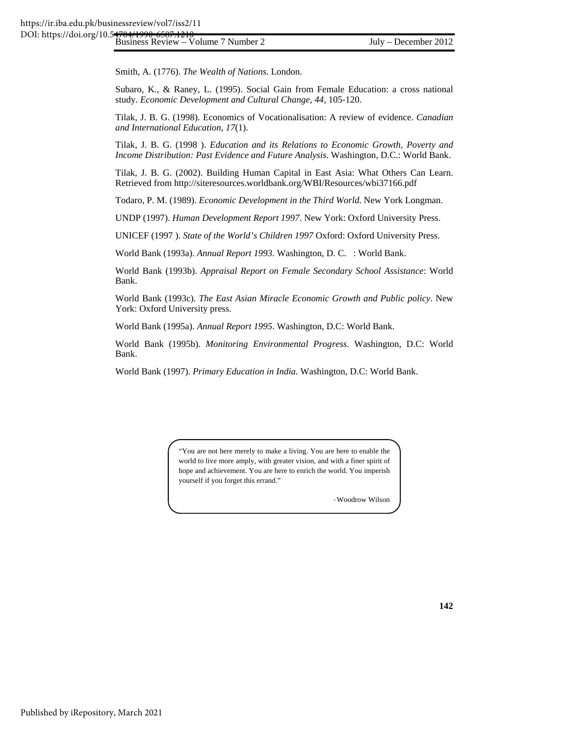Smith, A. (1776). *The Wealth of Nations*. London.

Subaro, K., & Raney, L. (1995). Social Gain from Female Education: a cross national study. *Economic Development and Cultural Change, 44*, 105-120.

Tilak, J. B. G. (1998). Economics of Vocationalisation: A review of evidence. *Canadian and International Education, 17*(1).

Tilak, J. B. G. (1998 ). *Education and its Relations to Economic Growth, Poverty and Income Distribution: Past Evidence and Future Analysis*. Washington, D.C.: World Bank.

Tilak, J. B. G. (2002). Building Human Capital in East Asia: What Others Can Learn. Retrieved from http://siteresources.worldbank.org/WBI/Resources/wbi37166.pdf

Todaro, P. M. (1989). *Economic Development in the Third World*. New York Longman.

UNDP (1997). *Human Development Report 1997*. New York: Oxford University Press.

UNICEF (1997 ). *State of the World's Children 1997* Oxford: Oxford University Press.

World Bank (1993a). *Annual Report 1993*. Washington, D. C. : World Bank.

World Bank (1993b). *Appraisal Report on Female Secondary School Assistance*: World Bank.

World Bank (1993c). *The East Asian Miracle Economic Growth and Public policy*. New York: Oxford University press.

World Bank (1995a). *Annual Report 1995*. Washington, D.C: World Bank.

World Bank (1995b). *Monitoring Environmental Progress*. Washington, D.C: World Bank.

World Bank (1997). *Primary Education in India*. Washington, D.C: World Bank.

> "You are not here merely to make a living. You are here to enable the world to live more amply, with greater vision, and with a finer spirit of hope and achievement. You are here to enrich the world. You imperish yourself if you forget this errand."
>
> -Woodrow Wilson